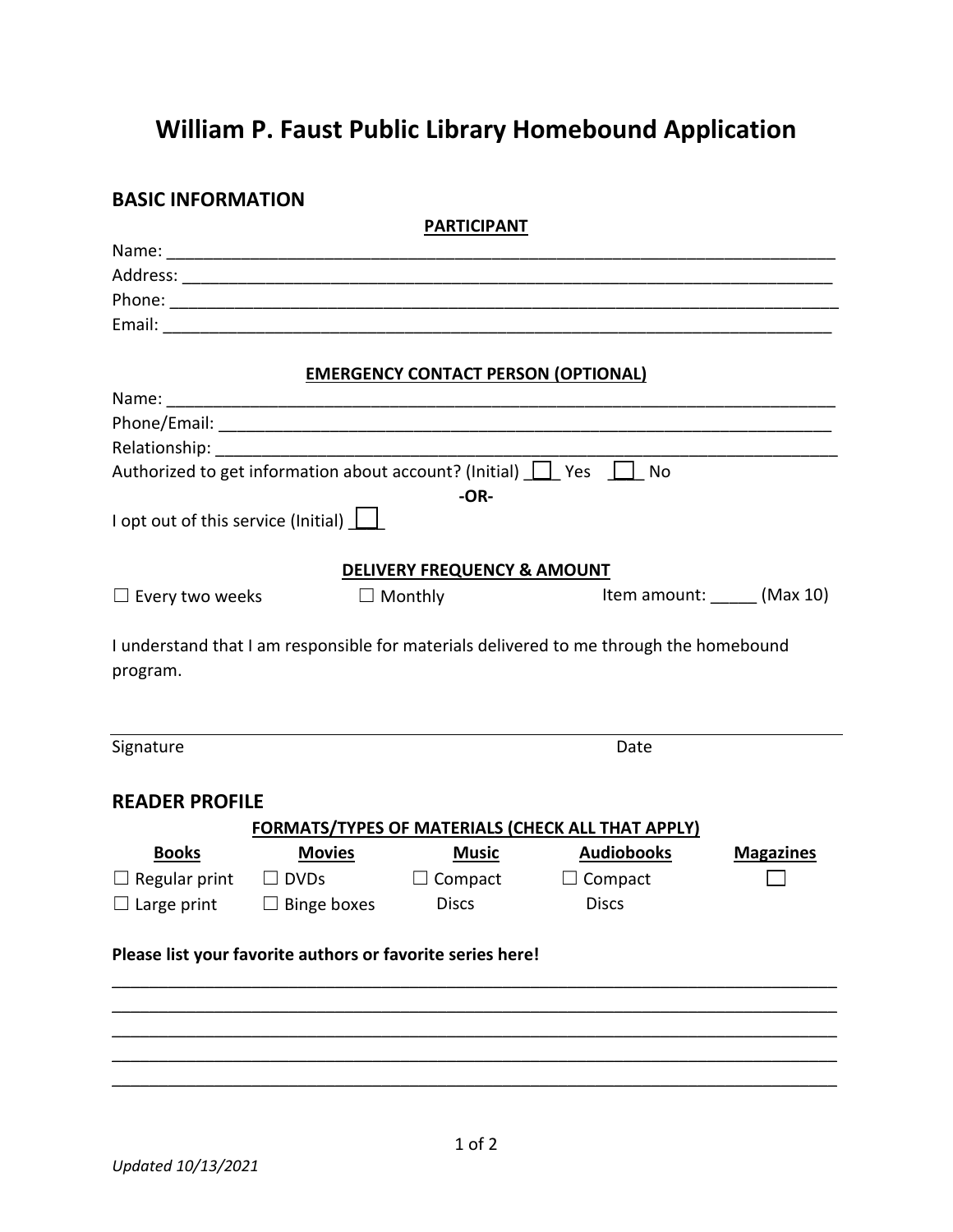# William P. Faust Public Library Homebound Application

## BASIC INFORMATION

**PARTICIPANT**

Name: ___________________________________________________________________________

Address: _________________________________________________________________________

Phone: __________________________________________________________________________

Email: ___________________________________________________________________________

**EMERGENCY CONTACT PERSON (OPTIONAL)**

Name: ___________________________________________________________________________

Phone/Email: _____________________________________________________________________

Relationship: ______________________________________________________________________

Authorized to get information about account? (Initial) ☐ Yes ☐ No

**-OR-**

I opt out of this service (Initial) ☐

**DELIVERY FREQUENCY & AMOUNT**

☐ Every two weeks ☐ Monthly Item amount: _____ (Max 10)

I understand that I am responsible for materials delivered to me through the homebound program.

_______________________________________________________________________________

Signature Date

## READER PROFILE

**FORMATS/TYPES OF MATERIALS (CHECK ALL THAT APPLY)**

| Books | Movies | Music | Audiobooks | Magazines |
|---|---|---|---|---|
| ☐ Regular print | ☐ DVDs | ☐ Compact Discs | ☐ Compact Discs | ☐ |
| ☐ Large print | ☐ Binge boxes | | | |

**Please list your favorite authors or favorite series here!**

_______________________________________________________________________________

_______________________________________________________________________________

_______________________________________________________________________________

_______________________________________________________________________________

_______________________________________________________________________________

*Updated 10/13/2021*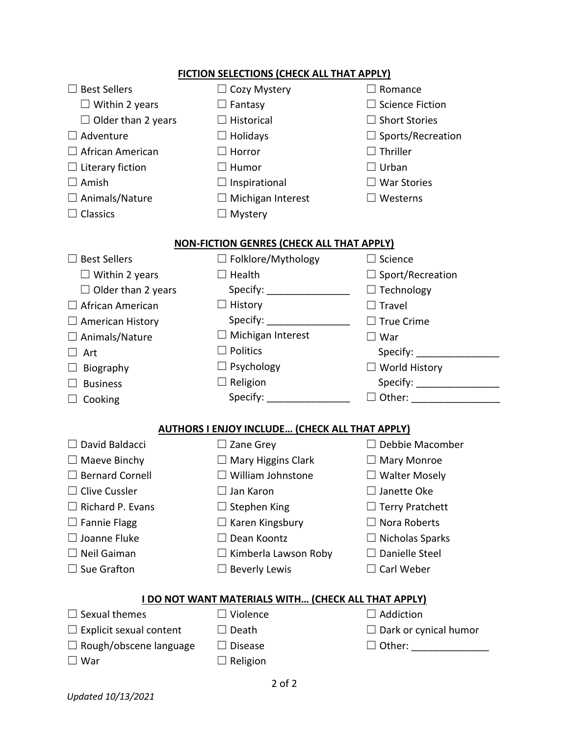## FICTION SELECTIONS (CHECK ALL THAT APPLY)

- ☐ Best Sellers
  - ☐ Within 2 years
  - ☐ Older than 2 years
- ☐ Adventure
- ☐ African American
- ☐ Literary fiction
- ☐ Amish
- ☐ Animals/Nature
- ☐ Classics
- ☐ Cozy Mystery
- ☐ Fantasy
- ☐ Historical
- ☐ Holidays
- ☐ Horror
- ☐ Humor
- ☐ Inspirational
- ☐ Michigan Interest
- ☐ Mystery
- ☐ Romance
- ☐ Science Fiction
- ☐ Short Stories
- ☐ Sports/Recreation
- ☐ Thriller
- ☐ Urban
- ☐ War Stories
- ☐ Westerns

## NON-FICTION GENRES (CHECK ALL THAT APPLY)

- ☐ Best Sellers
  - ☐ Within 2 years
  - ☐ Older than 2 years
- ☐ African American
- ☐ American History
- ☐ Animals/Nature
- ☐ Art
- ☐ Biography
- ☐ Business
- ☐ Cooking
- ☐ Folklore/Mythology
- ☐ Health
  Specify: _______________
- ☐ History
  Specify: _______________
- ☐ Michigan Interest
- ☐ Politics
- ☐ Psychology
- ☐ Religion
  Specify: _______________
- ☐ Science
- ☐ Sport/Recreation
- ☐ Technology
- ☐ Travel
- ☐ True Crime
- ☐ War
  Specify: _______________
- ☐ World History
  Specify: _______________
- ☐ Other: ________________

## AUTHORS I ENJOY INCLUDE… (CHECK ALL THAT APPLY)

- ☐ David Baldacci
- ☐ Maeve Binchy
- ☐ Bernard Cornell
- ☐ Clive Cussler
- ☐ Richard P. Evans
- ☐ Fannie Flagg
- ☐ Joanne Fluke
- ☐ Neil Gaiman
- ☐ Sue Grafton
- ☐ Zane Grey
- ☐ Mary Higgins Clark
- ☐ William Johnstone
- ☐ Jan Karon
- ☐ Stephen King
- ☐ Karen Kingsbury
- ☐ Dean Koontz
- ☐ Kimberla Lawson Roby
- ☐ Beverly Lewis
- ☐ Debbie Macomber
- ☐ Mary Monroe
- ☐ Walter Mosely
- ☐ Janette Oke
- ☐ Terry Pratchett
- ☐ Nora Roberts
- ☐ Nicholas Sparks
- ☐ Danielle Steel
- ☐ Carl Weber

## I DO NOT WANT MATERIALS WITH… (CHECK ALL THAT APPLY)

- ☐ Sexual themes
- ☐ Explicit sexual content
- ☐ Rough/obscene language
- ☐ War
- ☐ Violence
- ☐ Death
- ☐ Disease
- ☐ Religion
- ☐ Addiction
- ☐ Dark or cynical humor
- ☐ Other: ______________

*Updated 10/13/2021*